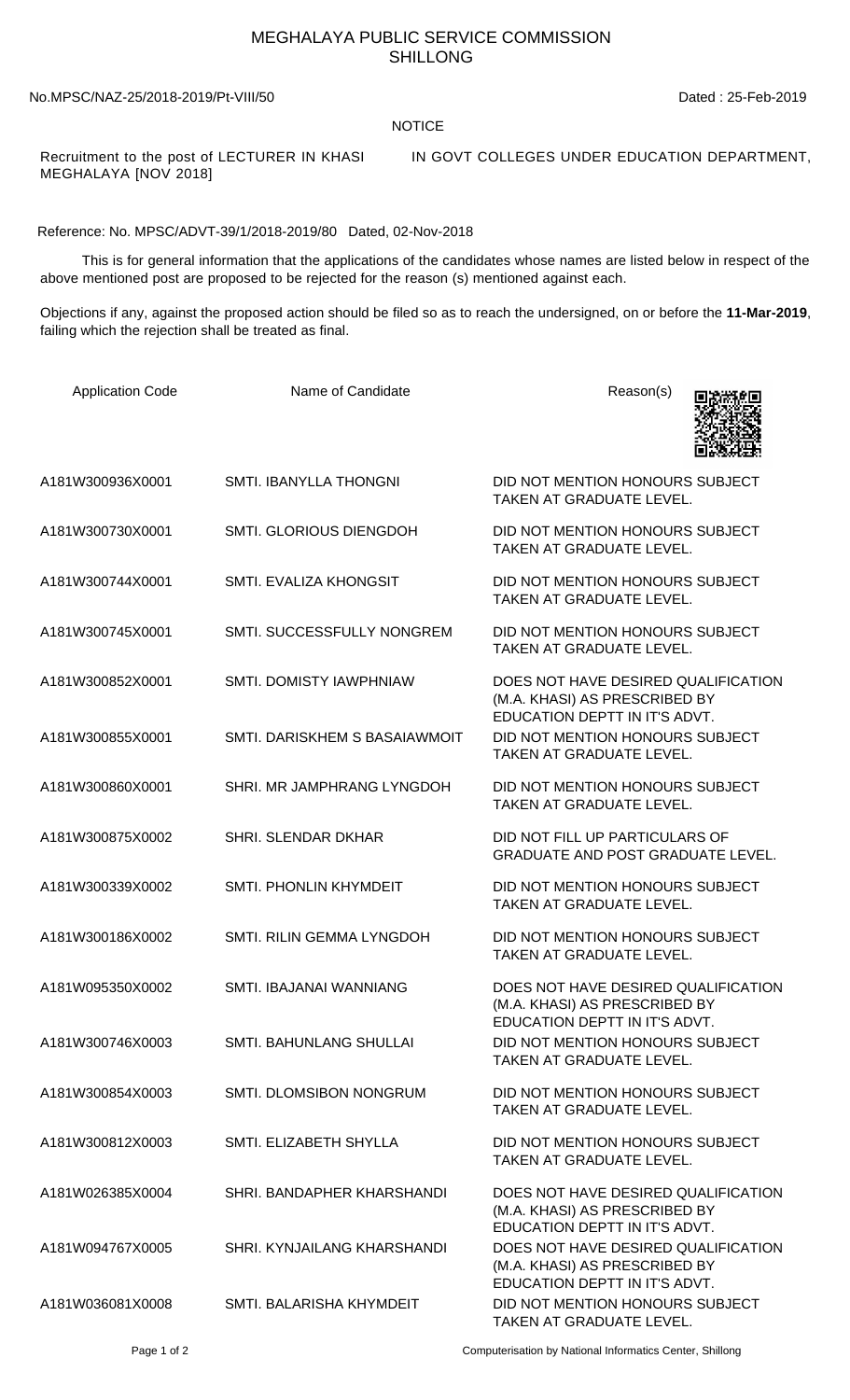# MEGHALAYA PUBLIC SERVICE COMMISSION
## SHILLONG

No.MPSC/NAZ-25/2018-2019/Pt-VIII/50 Dated : 25-Feb-2019

NOTICE

Recruitment to the post of LECTURER IN KHASI IN GOVT COLLEGES UNDER EDUCATION DEPARTMENT, MEGHALAYA [NOV 2018]

Reference: No. MPSC/ADVT-39/1/2018-2019/80 Dated, 02-Nov-2018

This is for general information that the applications of the candidates whose names are listed below in respect of the above mentioned post are proposed to be rejected for the reason (s) mentioned against each.

Objections if any, against the proposed action should be filed so as to reach the undersigned, on or before the **11-Mar-2019**, failing which the rejection shall be treated as final.

| Application Code | Name of Candidate | Reason(s) |
| --- | --- | --- |
| A181W300936X0001 | SMTI. IBANYLLA THONGNI | DID NOT MENTION HONOURS SUBJECT TAKEN AT GRADUATE LEVEL. |
| A181W300730X0001 | SMTI. GLORIOUS DIENGDOH | DID NOT MENTION HONOURS SUBJECT TAKEN AT GRADUATE LEVEL. |
| A181W300744X0001 | SMTI. EVALIZA KHONGSIT | DID NOT MENTION HONOURS SUBJECT TAKEN AT GRADUATE LEVEL. |
| A181W300745X0001 | SMTI. SUCCESSFULLY NONGREM | DID NOT MENTION HONOURS SUBJECT TAKEN AT GRADUATE LEVEL. |
| A181W300852X0001 | SMTI. DOMISTY IAWPHNIAW | DOES NOT HAVE DESIRED QUALIFICATION (M.A. KHASI) AS PRESCRIBED BY EDUCATION DEPTT IN IT'S ADVT. |
| A181W300855X0001 | SMTI. DARISKHEM S BASAIAWMOIT | DID NOT MENTION HONOURS SUBJECT TAKEN AT GRADUATE LEVEL. |
| A181W300860X0001 | SHRI. MR JAMPHRANG LYNGDOH | DID NOT MENTION HONOURS SUBJECT TAKEN AT GRADUATE LEVEL. |
| A181W300875X0002 | SHRI. SLENDAR DKHAR | DID NOT FILL UP PARTICULARS OF GRADUATE AND POST GRADUATE LEVEL. |
| A181W300339X0002 | SMTI. PHONLIN KHYMDEIT | DID NOT MENTION HONOURS SUBJECT TAKEN AT GRADUATE LEVEL. |
| A181W300186X0002 | SMTI. RILIN GEMMA LYNGDOH | DID NOT MENTION HONOURS SUBJECT TAKEN AT GRADUATE LEVEL. |
| A181W095350X0002 | SMTI. IBAJANAI WANNIANG | DOES NOT HAVE DESIRED QUALIFICATION (M.A. KHASI) AS PRESCRIBED BY EDUCATION DEPTT IN IT'S ADVT. |
| A181W300746X0003 | SMTI. BAHUNLANG SHULLAI | DID NOT MENTION HONOURS SUBJECT TAKEN AT GRADUATE LEVEL. |
| A181W300854X0003 | SMTI. DLOMSIBON NONGRUM | DID NOT MENTION HONOURS SUBJECT TAKEN AT GRADUATE LEVEL. |
| A181W300812X0003 | SMTI. ELIZABETH SHYLLA | DID NOT MENTION HONOURS SUBJECT TAKEN AT GRADUATE LEVEL. |
| A181W026385X0004 | SHRI. BANDAPHER KHARSHANDI | DOES NOT HAVE DESIRED QUALIFICATION (M.A. KHASI) AS PRESCRIBED BY EDUCATION DEPTT IN IT'S ADVT. |
| A181W094767X0005 | SHRI. KYNJAILANG KHARSHANDI | DOES NOT HAVE DESIRED QUALIFICATION (M.A. KHASI) AS PRESCRIBED BY EDUCATION DEPTT IN IT'S ADVT. |
| A181W036081X0008 | SMTI. BALARISHA KHYMDEIT | DID NOT MENTION HONOURS SUBJECT TAKEN AT GRADUATE LEVEL. |

Computerisation by National Informatics Center, Shillong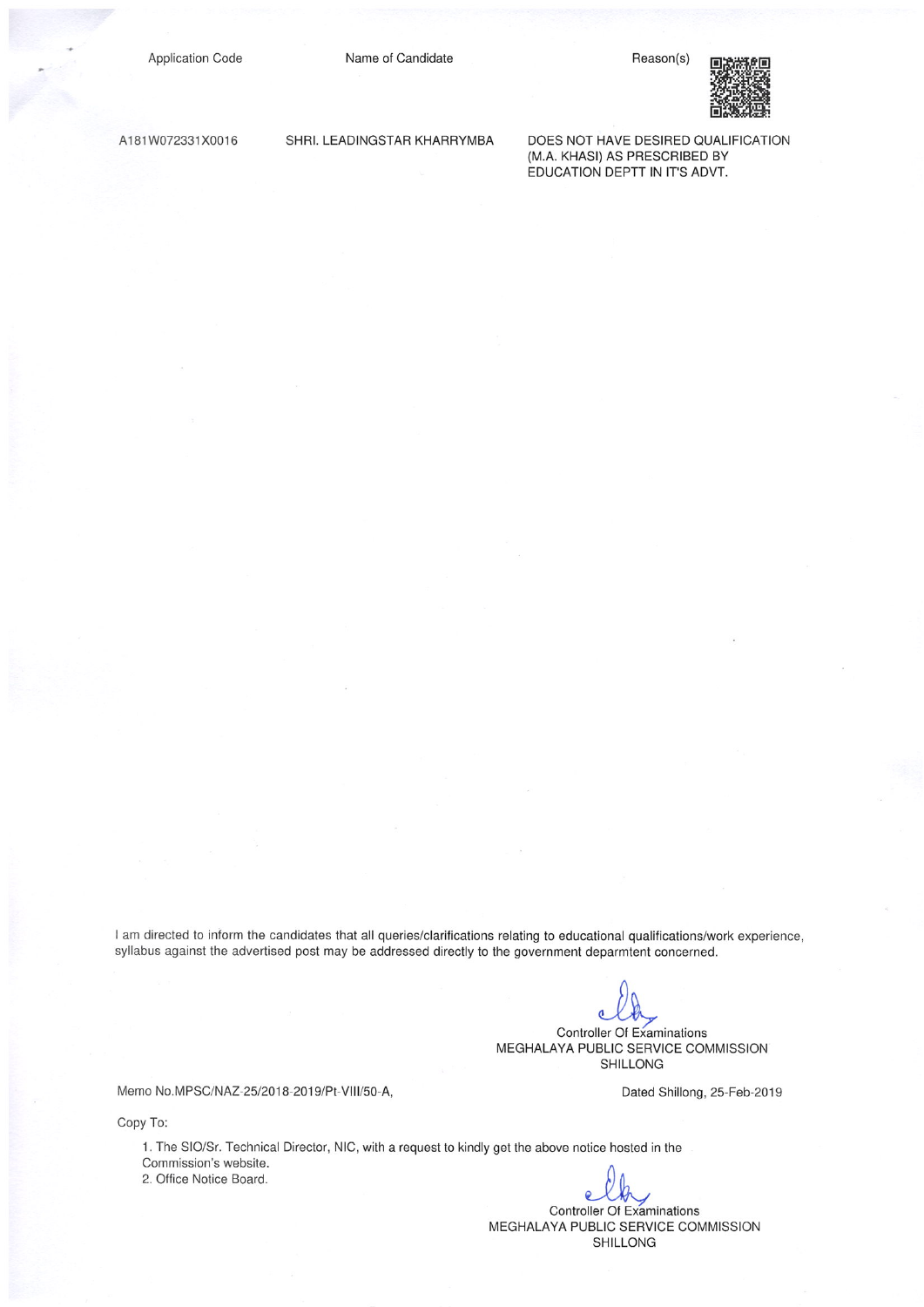| Application Code | Name of Candidate | Reason(s) |
| --- | --- | --- |
| A181W072331X0016 | SHRI. LEADINGSTAR KHARRYMBA | DOES NOT HAVE DESIRED QUALIFICATION (M.A. KHASI) AS PRESCRIBED BY EDUCATION DEPTT IN IT'S ADVT. |

I am directed to inform the candidates that all queries/clarifications relating to educational qualifications/work experience, syllabus against the advertised post may be addressed directly to the government deparmtent concerned.

Controller Of Examinations
MEGHALAYA PUBLIC SERVICE COMMISSION
SHILLONG

Memo No.MPSC/NAZ-25/2018-2019/Pt-VIII/50-A,

Dated Shillong, 25-Feb-2019

Copy To:

1. The SIO/Sr. Technical Director, NIC, with a request to kindly get the above notice hosted in the Commission's website.
2. Office Notice Board.

Controller Of Examinations
MEGHALAYA PUBLIC SERVICE COMMISSION
SHILLONG